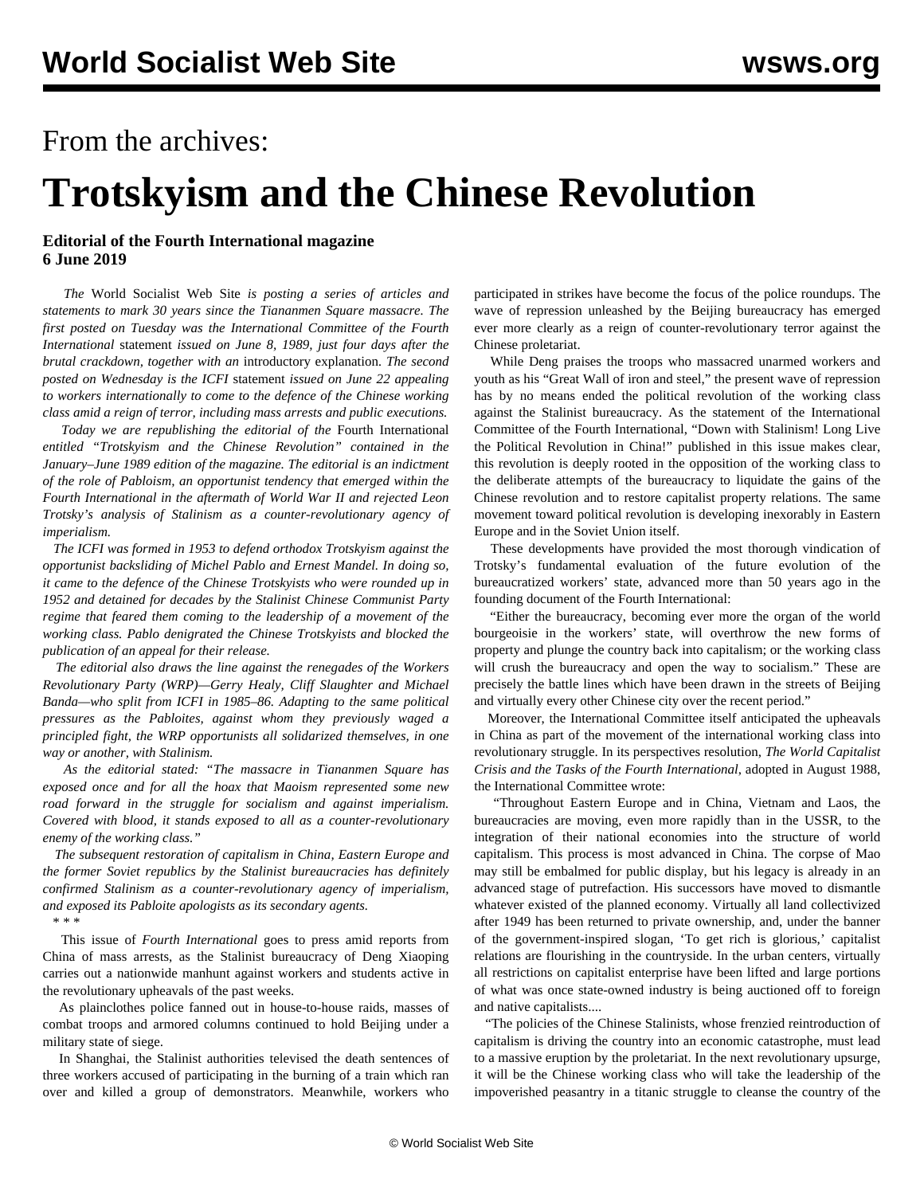From the archives:

# Trotskyism and the Chinese Revolution

**Editorial of the Fourth International magazine**
**6 June 2019**

*The* World Socialist Web Site *is posting a series of articles and statements to mark 30 years since the Tiananmen Square massacre. The first posted on Tuesday was the International Committee of the Fourth International* statement *issued on June 8, 1989, just four days after the brutal crackdown, together with an* introductory explanation. *The second posted on Wednesday is the ICFI* statement *issued on June 22 appealing to workers internationally to come to the defence of the Chinese working class amid a reign of terror, including mass arrests and public executions.*

*Today we are republishing the editorial of the* Fourth International *entitled "Trotskyism and the Chinese Revolution" contained in the January–June 1989 edition of the magazine. The editorial is an indictment of the role of Pabloism, an opportunist tendency that emerged within the Fourth International in the aftermath of World War II and rejected Leon Trotsky's analysis of Stalinism as a counter-revolutionary agency of imperialism.*

*The ICFI was formed in 1953 to defend orthodox Trotskyism against the opportunist backsliding of Michel Pablo and Ernest Mandel. In doing so, it came to the defence of the Chinese Trotskyists who were rounded up in 1952 and detained for decades by the Stalinist Chinese Communist Party regime that feared them coming to the leadership of a movement of the working class. Pablo denigrated the Chinese Trotskyists and blocked the publication of an appeal for their release.*

*The editorial also draws the line against the renegades of the Workers Revolutionary Party (WRP)—Gerry Healy, Cliff Slaughter and Michael Banda—who split from ICFI in 1985–86. Adapting to the same political pressures as the Pabloites, against whom they previously waged a principled fight, the WRP opportunists all solidarized themselves, in one way or another, with Stalinism.*

*As the editorial stated: "The massacre in Tiananmen Square has exposed once and for all the hoax that Maoism represented some new road forward in the struggle for socialism and against imperialism. Covered with blood, it stands exposed to all as a counter-revolutionary enemy of the working class."*

*The subsequent restoration of capitalism in China, Eastern Europe and the former Soviet republics by the Stalinist bureaucracies has definitely confirmed Stalinism as a counter-revolutionary agency of imperialism, and exposed its Pabloite apologists as its secondary agents.*

\* \* \*

This issue of *Fourth International* goes to press amid reports from China of mass arrests, as the Stalinist bureaucracy of Deng Xiaoping carries out a nationwide manhunt against workers and students active in the revolutionary upheavals of the past weeks.

As plainclothes police fanned out in house-to-house raids, masses of combat troops and armored columns continued to hold Beijing under a military state of siege.

In Shanghai, the Stalinist authorities televised the death sentences of three workers accused of participating in the burning of a train which ran over and killed a group of demonstrators. Meanwhile, workers who participated in strikes have become the focus of the police roundups. The wave of repression unleashed by the Beijing bureaucracy has emerged ever more clearly as a reign of counter-revolutionary terror against the Chinese proletariat.

While Deng praises the troops who massacred unarmed workers and youth as his "Great Wall of iron and steel," the present wave of repression has by no means ended the political revolution of the working class against the Stalinist bureaucracy. As the statement of the International Committee of the Fourth International, "Down with Stalinism! Long Live the Political Revolution in China!" published in this issue makes clear, this revolution is deeply rooted in the opposition of the working class to the deliberate attempts of the bureaucracy to liquidate the gains of the Chinese revolution and to restore capitalist property relations. The same movement toward political revolution is developing inexorably in Eastern Europe and in the Soviet Union itself.

These developments have provided the most thorough vindication of Trotsky's fundamental evaluation of the future evolution of the bureaucratized workers' state, advanced more than 50 years ago in the founding document of the Fourth International:

"Either the bureaucracy, becoming ever more the organ of the world bourgeoisie in the workers' state, will overthrow the new forms of property and plunge the country back into capitalism; or the working class will crush the bureaucracy and open the way to socialism." These are precisely the battle lines which have been drawn in the streets of Beijing and virtually every other Chinese city over the recent period."

Moreover, the International Committee itself anticipated the upheavals in China as part of the movement of the international working class into revolutionary struggle. In its perspectives resolution, *The World Capitalist Crisis and the Tasks of the Fourth International*, adopted in August 1988, the International Committee wrote:

"Throughout Eastern Europe and in China, Vietnam and Laos, the bureaucracies are moving, even more rapidly than in the USSR, to the integration of their national economies into the structure of world capitalism. This process is most advanced in China. The corpse of Mao may still be embalmed for public display, but his legacy is already in an advanced stage of putrefaction. His successors have moved to dismantle whatever existed of the planned economy. Virtually all land collectivized after 1949 has been returned to private ownership, and, under the banner of the government-inspired slogan, 'To get rich is glorious,' capitalist relations are flourishing in the countryside. In the urban centers, virtually all restrictions on capitalist enterprise have been lifted and large portions of what was once state-owned industry is being auctioned off to foreign and native capitalists....

"The policies of the Chinese Stalinists, whose frenzied reintroduction of capitalism is driving the country into an economic catastrophe, must lead to a massive eruption by the proletariat. In the next revolutionary upsurge, it will be the Chinese working class who will take the leadership of the impoverished peasantry in a titanic struggle to cleanse the country of the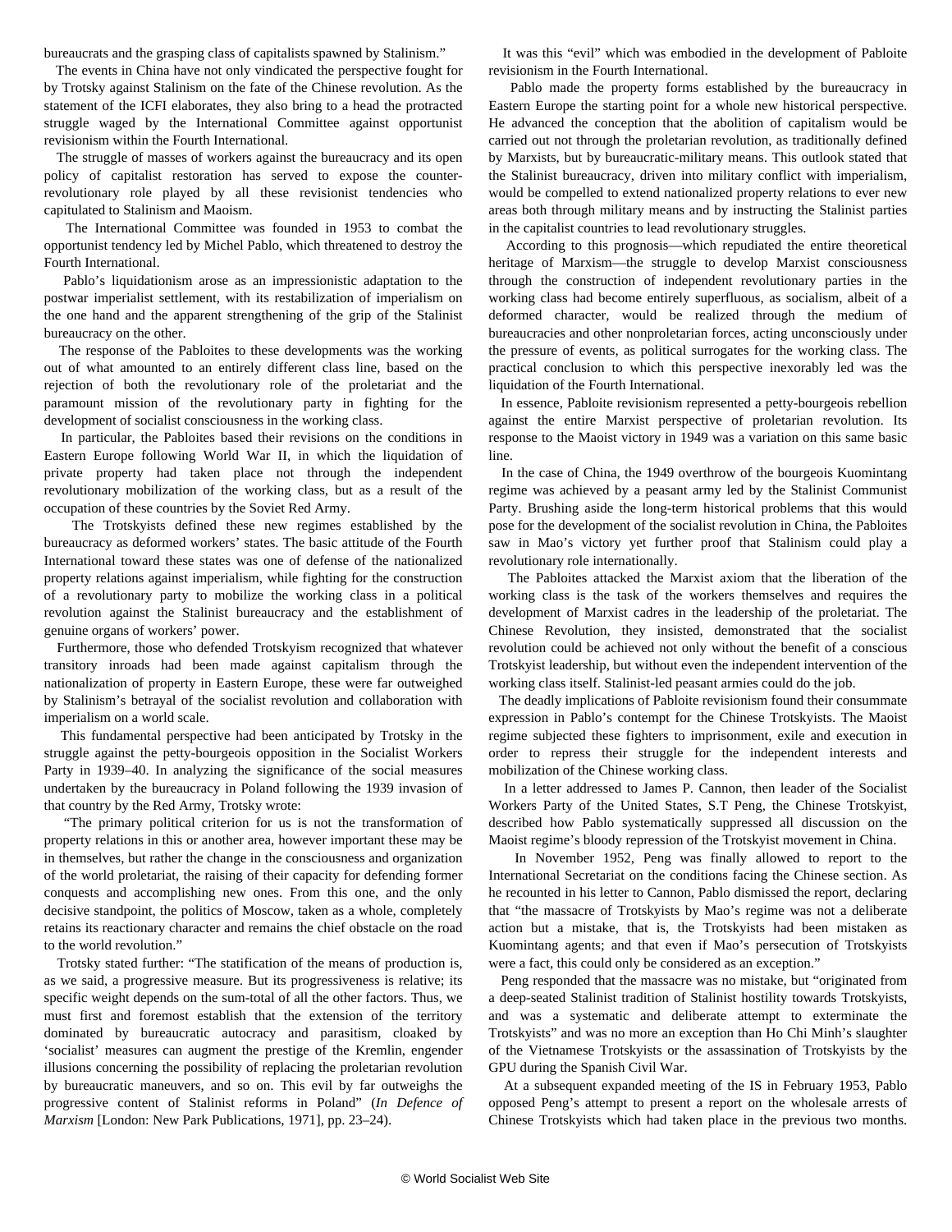bureaucrats and the grasping class of capitalists spawned by Stalinism."

The events in China have not only vindicated the perspective fought for by Trotsky against Stalinism on the fate of the Chinese revolution. As the statement of the ICFI elaborates, they also bring to a head the protracted struggle waged by the International Committee against opportunist revisionism within the Fourth International.

The struggle of masses of workers against the bureaucracy and its open policy of capitalist restoration has served to expose the counter-revolutionary role played by all these revisionist tendencies who capitulated to Stalinism and Maoism.

The International Committee was founded in 1953 to combat the opportunist tendency led by Michel Pablo, which threatened to destroy the Fourth International.

Pablo's liquidationism arose as an impressionistic adaptation to the postwar imperialist settlement, with its restabilization of imperialism on the one hand and the apparent strengthening of the grip of the Stalinist bureaucracy on the other.

The response of the Pabloites to these developments was the working out of what amounted to an entirely different class line, based on the rejection of both the revolutionary role of the proletariat and the paramount mission of the revolutionary party in fighting for the development of socialist consciousness in the working class.

In particular, the Pabloites based their revisions on the conditions in Eastern Europe following World War II, in which the liquidation of private property had taken place not through the independent revolutionary mobilization of the working class, but as a result of the occupation of these countries by the Soviet Red Army.

The Trotskyists defined these new regimes established by the bureaucracy as deformed workers' states. The basic attitude of the Fourth International toward these states was one of defense of the nationalized property relations against imperialism, while fighting for the construction of a revolutionary party to mobilize the working class in a political revolution against the Stalinist bureaucracy and the establishment of genuine organs of workers' power.

Furthermore, those who defended Trotskyism recognized that whatever transitory inroads had been made against capitalism through the nationalization of property in Eastern Europe, these were far outweighed by Stalinism's betrayal of the socialist revolution and collaboration with imperialism on a world scale.

This fundamental perspective had been anticipated by Trotsky in the struggle against the petty-bourgeois opposition in the Socialist Workers Party in 1939–40. In analyzing the significance of the social measures undertaken by the bureaucracy in Poland following the 1939 invasion of that country by the Red Army, Trotsky wrote:

"The primary political criterion for us is not the transformation of property relations in this or another area, however important these may be in themselves, but rather the change in the consciousness and organization of the world proletariat, the raising of their capacity for defending former conquests and accomplishing new ones. From this one, and the only decisive standpoint, the politics of Moscow, taken as a whole, completely retains its reactionary character and remains the chief obstacle on the road to the world revolution."

Trotsky stated further: "The statification of the means of production is, as we said, a progressive measure. But its progressiveness is relative; its specific weight depends on the sum-total of all the other factors. Thus, we must first and foremost establish that the extension of the territory dominated by bureaucratic autocracy and parasitism, cloaked by 'socialist' measures can augment the prestige of the Kremlin, engender illusions concerning the possibility of replacing the proletarian revolution by bureaucratic maneuvers, and so on. This evil by far outweighs the progressive content of Stalinist reforms in Poland" (*In Defence of Marxism* [London: New Park Publications, 1971], pp. 23–24).

It was this "evil" which was embodied in the development of Pabloite revisionism in the Fourth International.

Pablo made the property forms established by the bureaucracy in Eastern Europe the starting point for a whole new historical perspective. He advanced the conception that the abolition of capitalism would be carried out not through the proletarian revolution, as traditionally defined by Marxists, but by bureaucratic-military means. This outlook stated that the Stalinist bureaucracy, driven into military conflict with imperialism, would be compelled to extend nationalized property relations to ever new areas both through military means and by instructing the Stalinist parties in the capitalist countries to lead revolutionary struggles.

According to this prognosis—which repudiated the entire theoretical heritage of Marxism—the struggle to develop Marxist consciousness through the construction of independent revolutionary parties in the working class had become entirely superfluous, as socialism, albeit of a deformed character, would be realized through the medium of bureaucracies and other nonproletarian forces, acting unconsciously under the pressure of events, as political surrogates for the working class. The practical conclusion to which this perspective inexorably led was the liquidation of the Fourth International.

In essence, Pabloite revisionism represented a petty-bourgeois rebellion against the entire Marxist perspective of proletarian revolution. Its response to the Maoist victory in 1949 was a variation on this same basic line.

In the case of China, the 1949 overthrow of the bourgeois Kuomintang regime was achieved by a peasant army led by the Stalinist Communist Party. Brushing aside the long-term historical problems that this would pose for the development of the socialist revolution in China, the Pabloites saw in Mao's victory yet further proof that Stalinism could play a revolutionary role internationally.

The Pabloites attacked the Marxist axiom that the liberation of the working class is the task of the workers themselves and requires the development of Marxist cadres in the leadership of the proletariat. The Chinese Revolution, they insisted, demonstrated that the socialist revolution could be achieved not only without the benefit of a conscious Trotskyist leadership, but without even the independent intervention of the working class itself. Stalinist-led peasant armies could do the job.

The deadly implications of Pabloite revisionism found their consummate expression in Pablo's contempt for the Chinese Trotskyists. The Maoist regime subjected these fighters to imprisonment, exile and execution in order to repress their struggle for the independent interests and mobilization of the Chinese working class.

In a letter addressed to James P. Cannon, then leader of the Socialist Workers Party of the United States, S.T Peng, the Chinese Trotskyist, described how Pablo systematically suppressed all discussion on the Maoist regime's bloody repression of the Trotskyist movement in China.

In November 1952, Peng was finally allowed to report to the International Secretariat on the conditions facing the Chinese section. As he recounted in his letter to Cannon, Pablo dismissed the report, declaring that "the massacre of Trotskyists by Mao's regime was not a deliberate action but a mistake, that is, the Trotskyists had been mistaken as Kuomintang agents; and that even if Mao's persecution of Trotskyists were a fact, this could only be considered as an exception."

Peng responded that the massacre was no mistake, but "originated from a deep-seated Stalinist tradition of Stalinist hostility towards Trotskyists, and was a systematic and deliberate attempt to exterminate the Trotskyists" and was no more an exception than Ho Chi Minh's slaughter of the Vietnamese Trotskyists or the assassination of Trotskyists by the GPU during the Spanish Civil War.

At a subsequent expanded meeting of the IS in February 1953, Pablo opposed Peng's attempt to present a report on the wholesale arrests of Chinese Trotskyists which had taken place in the previous two months.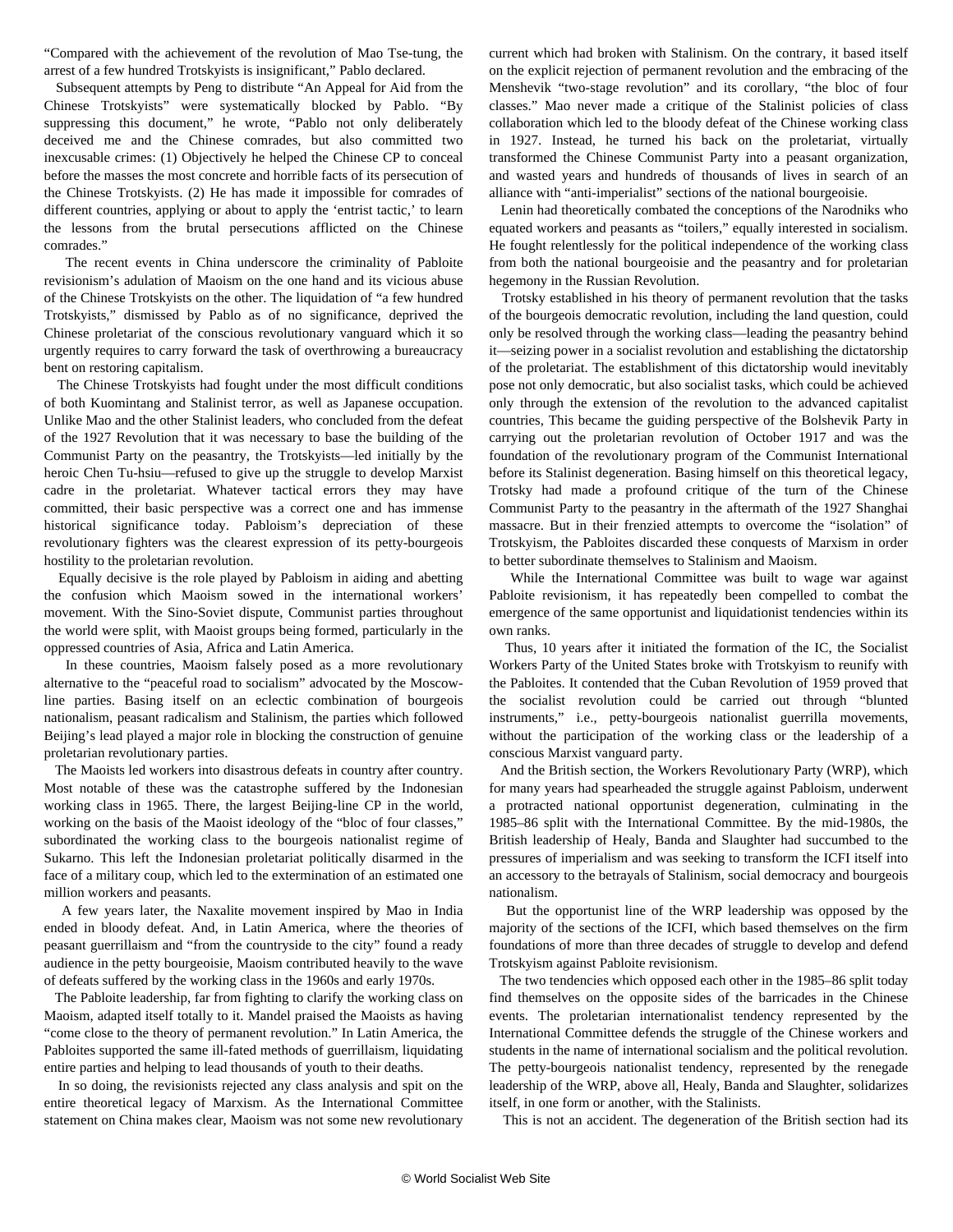"Compared with the achievement of the revolution of Mao Tse-tung, the arrest of a few hundred Trotskyists is insignificant," Pablo declared.

Subsequent attempts by Peng to distribute "An Appeal for Aid from the Chinese Trotskyists" were systematically blocked by Pablo. "By suppressing this document," he wrote, "Pablo not only deliberately deceived me and the Chinese comrades, but also committed two inexcusable crimes: (1) Objectively he helped the Chinese CP to conceal before the masses the most concrete and horrible facts of its persecution of the Chinese Trotskyists. (2) He has made it impossible for comrades of different countries, applying or about to apply the 'entrist tactic,' to learn the lessons from the brutal persecutions afflicted on the Chinese comrades."

The recent events in China underscore the criminality of Pabloite revisionism's adulation of Maoism on the one hand and its vicious abuse of the Chinese Trotskyists on the other. The liquidation of "a few hundred Trotskyists," dismissed by Pablo as of no significance, deprived the Chinese proletariat of the conscious revolutionary vanguard which it so urgently requires to carry forward the task of overthrowing a bureaucracy bent on restoring capitalism.

The Chinese Trotskyists had fought under the most difficult conditions of both Kuomintang and Stalinist terror, as well as Japanese occupation. Unlike Mao and the other Stalinist leaders, who concluded from the defeat of the 1927 Revolution that it was necessary to base the building of the Communist Party on the peasantry, the Trotskyists—led initially by the heroic Chen Tu-hsiu—refused to give up the struggle to develop Marxist cadre in the proletariat. Whatever tactical errors they may have committed, their basic perspective was a correct one and has immense historical significance today. Pabloism's depreciation of these revolutionary fighters was the clearest expression of its petty-bourgeois hostility to the proletarian revolution.

Equally decisive is the role played by Pabloism in aiding and abetting the confusion which Maoism sowed in the international workers' movement. With the Sino-Soviet dispute, Communist parties throughout the world were split, with Maoist groups being formed, particularly in the oppressed countries of Asia, Africa and Latin America.

In these countries, Maoism falsely posed as a more revolutionary alternative to the "peaceful road to socialism" advocated by the Moscow-line parties. Basing itself on an eclectic combination of bourgeois nationalism, peasant radicalism and Stalinism, the parties which followed Beijing's lead played a major role in blocking the construction of genuine proletarian revolutionary parties.

The Maoists led workers into disastrous defeats in country after country. Most notable of these was the catastrophe suffered by the Indonesian working class in 1965. There, the largest Beijing-line CP in the world, working on the basis of the Maoist ideology of the "bloc of four classes," subordinated the working class to the bourgeois nationalist regime of Sukarno. This left the Indonesian proletariat politically disarmed in the face of a military coup, which led to the extermination of an estimated one million workers and peasants.

A few years later, the Naxalite movement inspired by Mao in India ended in bloody defeat. And, in Latin America, where the theories of peasant guerrillaism and "from the countryside to the city" found a ready audience in the petty bourgeoisie, Maoism contributed heavily to the wave of defeats suffered by the working class in the 1960s and early 1970s.

The Pabloite leadership, far from fighting to clarify the working class on Maoism, adapted itself totally to it. Mandel praised the Maoists as having "come close to the theory of permanent revolution." In Latin America, the Pabloites supported the same ill-fated methods of guerrillaism, liquidating entire parties and helping to lead thousands of youth to their deaths.

In so doing, the revisionists rejected any class analysis and spit on the entire theoretical legacy of Marxism. As the International Committee statement on China makes clear, Maoism was not some new revolutionary current which had broken with Stalinism. On the contrary, it based itself on the explicit rejection of permanent revolution and the embracing of the Menshevik "two-stage revolution" and its corollary, "the bloc of four classes." Mao never made a critique of the Stalinist policies of class collaboration which led to the bloody defeat of the Chinese working class in 1927. Instead, he turned his back on the proletariat, virtually transformed the Chinese Communist Party into a peasant organization, and wasted years and hundreds of thousands of lives in search of an alliance with "anti-imperialist" sections of the national bourgeoisie.

Lenin had theoretically combated the conceptions of the Narodniks who equated workers and peasants as "toilers," equally interested in socialism. He fought relentlessly for the political independence of the working class from both the national bourgeoisie and the peasantry and for proletarian hegemony in the Russian Revolution.

Trotsky established in his theory of permanent revolution that the tasks of the bourgeois democratic revolution, including the land question, could only be resolved through the working class—leading the peasantry behind it—seizing power in a socialist revolution and establishing the dictatorship of the proletariat. The establishment of this dictatorship would inevitably pose not only democratic, but also socialist tasks, which could be achieved only through the extension of the revolution to the advanced capitalist countries, This became the guiding perspective of the Bolshevik Party in carrying out the proletarian revolution of October 1917 and was the foundation of the revolutionary program of the Communist International before its Stalinist degeneration. Basing himself on this theoretical legacy, Trotsky had made a profound critique of the turn of the Chinese Communist Party to the peasantry in the aftermath of the 1927 Shanghai massacre. But in their frenzied attempts to overcome the "isolation" of Trotskyism, the Pabloites discarded these conquests of Marxism in order to better subordinate themselves to Stalinism and Maoism.

While the International Committee was built to wage war against Pabloite revisionism, it has repeatedly been compelled to combat the emergence of the same opportunist and liquidationist tendencies within its own ranks.

Thus, 10 years after it initiated the formation of the IC, the Socialist Workers Party of the United States broke with Trotskyism to reunify with the Pabloites. It contended that the Cuban Revolution of 1959 proved that the socialist revolution could be carried out through "blunted instruments," i.e., petty-bourgeois nationalist guerrilla movements, without the participation of the working class or the leadership of a conscious Marxist vanguard party.

And the British section, the Workers Revolutionary Party (WRP), which for many years had spearheaded the struggle against Pabloism, underwent a protracted national opportunist degeneration, culminating in the 1985–86 split with the International Committee. By the mid-1980s, the British leadership of Healy, Banda and Slaughter had succumbed to the pressures of imperialism and was seeking to transform the ICFI itself into an accessory to the betrayals of Stalinism, social democracy and bourgeois nationalism.

But the opportunist line of the WRP leadership was opposed by the majority of the sections of the ICFI, which based themselves on the firm foundations of more than three decades of struggle to develop and defend Trotskyism against Pabloite revisionism.

The two tendencies which opposed each other in the 1985–86 split today find themselves on the opposite sides of the barricades in the Chinese events. The proletarian internationalist tendency represented by the International Committee defends the struggle of the Chinese workers and students in the name of international socialism and the political revolution. The petty-bourgeois nationalist tendency, represented by the renegade leadership of the WRP, above all, Healy, Banda and Slaughter, solidarizes itself, in one form or another, with the Stalinists.

This is not an accident. The degeneration of the British section had its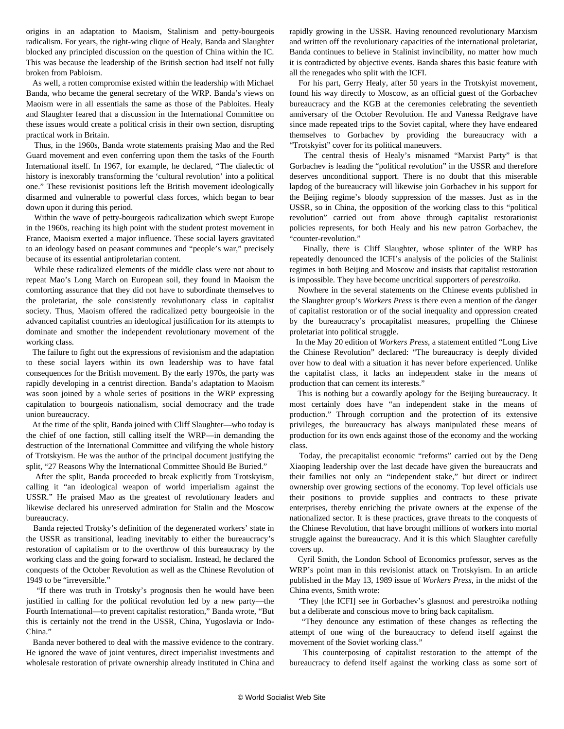origins in an adaptation to Maoism, Stalinism and petty-bourgeois radicalism. For years, the right-wing clique of Healy, Banda and Slaughter blocked any principled discussion on the question of China within the IC. This was because the leadership of the British section had itself not fully broken from Pabloism.

As well, a rotten compromise existed within the leadership with Michael Banda, who became the general secretary of the WRP. Banda's views on Maoism were in all essentials the same as those of the Pabloites. Healy and Slaughter feared that a discussion in the International Committee on these issues would create a political crisis in their own section, disrupting practical work in Britain.

Thus, in the 1960s, Banda wrote statements praising Mao and the Red Guard movement and even conferring upon them the tasks of the Fourth International itself. In 1967, for example, he declared, "The dialectic of history is inexorably transforming the 'cultural revolution' into a political one." These revisionist positions left the British movement ideologically disarmed and vulnerable to powerful class forces, which began to bear down upon it during this period.

Within the wave of petty-bourgeois radicalization which swept Europe in the 1960s, reaching its high point with the student protest movement in France, Maoism exerted a major influence. These social layers gravitated to an ideology based on peasant communes and "people's war," precisely because of its essential antiproletarian content.

While these radicalized elements of the middle class were not about to repeat Mao's Long March on European soil, they found in Maoism the comforting assurance that they did not have to subordinate themselves to the proletariat, the sole consistently revolutionary class in capitalist society. Thus, Maoism offered the radicalized petty bourgeoisie in the advanced capitalist countries an ideological justification for its attempts to dominate and smother the independent revolutionary movement of the working class.

The failure to fight out the expressions of revisionism and the adaptation to these social layers within its own leadership was to have fatal consequences for the British movement. By the early 1970s, the party was rapidly developing in a centrist direction. Banda's adaptation to Maoism was soon joined by a whole series of positions in the WRP expressing capitulation to bourgeois nationalism, social democracy and the trade union bureaucracy.

At the time of the split, Banda joined with Cliff Slaughter—who today is the chief of one faction, still calling itself the WRP—in demanding the destruction of the International Committee and vilifying the whole history of Trotskyism. He was the author of the principal document justifying the split, "27 Reasons Why the International Committee Should Be Buried."

After the split, Banda proceeded to break explicitly from Trotskyism, calling it "an ideological weapon of world imperialism against the USSR." He praised Mao as the greatest of revolutionary leaders and likewise declared his unreserved admiration for Stalin and the Moscow bureaucracy.

Banda rejected Trotsky's definition of the degenerated workers' state in the USSR as transitional, leading inevitably to either the bureaucracy's restoration of capitalism or to the overthrow of this bureaucracy by the working class and the going forward to socialism. Instead, he declared the conquests of the October Revolution as well as the Chinese Revolution of 1949 to be "irreversible."

"If there was truth in Trotsky's prognosis then he would have been justified in calling for the political revolution led by a new party—the Fourth International—to prevent capitalist restoration," Banda wrote, "But this is certainly not the trend in the USSR, China, Yugoslavia or Indo-China."

Banda never bothered to deal with the massive evidence to the contrary. He ignored the wave of joint ventures, direct imperialist investments and wholesale restoration of private ownership already instituted in China and rapidly growing in the USSR. Having renounced revolutionary Marxism and written off the revolutionary capacities of the international proletariat, Banda continues to believe in Stalinist invincibility, no matter how much it is contradicted by objective events. Banda shares this basic feature with all the renegades who split with the ICFI.

For his part, Gerry Healy, after 50 years in the Trotskyist movement, found his way directly to Moscow, as an official guest of the Gorbachev bureaucracy and the KGB at the ceremonies celebrating the seventieth anniversary of the October Revolution. He and Vanessa Redgrave have since made repeated trips to the Soviet capital, where they have endeared themselves to Gorbachev by providing the bureaucracy with a "Trotskyist" cover for its political maneuvers.

The central thesis of Healy's misnamed "Marxist Party" is that Gorbachev is leading the "political revolution" in the USSR and therefore deserves unconditional support. There is no doubt that this miserable lapdog of the bureaucracy will likewise join Gorbachev in his support for the Beijing regime's bloody suppression of the masses. Just as in the USSR, so in China, the opposition of the working class to this "political revolution" carried out from above through capitalist restorationist policies represents, for both Healy and his new patron Gorbachev, the "counter-revolution."

Finally, there is Cliff Slaughter, whose splinter of the WRP has repeatedly denounced the ICFI's analysis of the policies of the Stalinist regimes in both Beijing and Moscow and insists that capitalist restoration is impossible. They have become uncritical supporters of *perestroika.*

Nowhere in the several statements on the Chinese events published in the Slaughter group's *Workers Press* is there even a mention of the danger of capitalist restoration or of the social inequality and oppression created by the bureaucracy's procapitalist measures, propelling the Chinese proletariat into political struggle.

In the May 20 edition of *Workers Press*, a statement entitled "Long Live the Chinese Revolution" declared: "The bureaucracy is deeply divided over how to deal with a situation it has never before experienced. Unlike the capitalist class, it lacks an independent stake in the means of production that can cement its interests."

This is nothing but a cowardly apology for the Beijing bureaucracy. It most certainly does have "an independent stake in the means of production." Through corruption and the protection of its extensive privileges, the bureaucracy has always manipulated these means of production for its own ends against those of the economy and the working class.

Today, the precapitalist economic "reforms" carried out by the Deng Xiaoping leadership over the last decade have given the bureaucrats and their families not only an "independent stake," but direct or indirect ownership over growing sections of the economy. Top level officials use their positions to provide supplies and contracts to these private enterprises, thereby enriching the private owners at the expense of the nationalized sector. It is these practices, grave threats to the conquests of the Chinese Revolution, that have brought millions of workers into mortal struggle against the bureaucracy. And it is this which Slaughter carefully covers up.

Cyril Smith, the London School of Economics professor, serves as the WRP's point man in this revisionist attack on Trotskyism. In an article published in the May 13, 1989 issue of *Workers Press*, in the midst of the China events, Smith wrote:

'They [the ICFI] see in Gorbachev's glasnost and perestroika nothing but a deliberate and conscious move to bring back capitalism.

"They denounce any estimation of these changes as reflecting the attempt of one wing of the bureaucracy to defend itself against the movement of the Soviet working class."

This counterposing of capitalist restoration to the attempt of the bureaucracy to defend itself against the working class as some sort of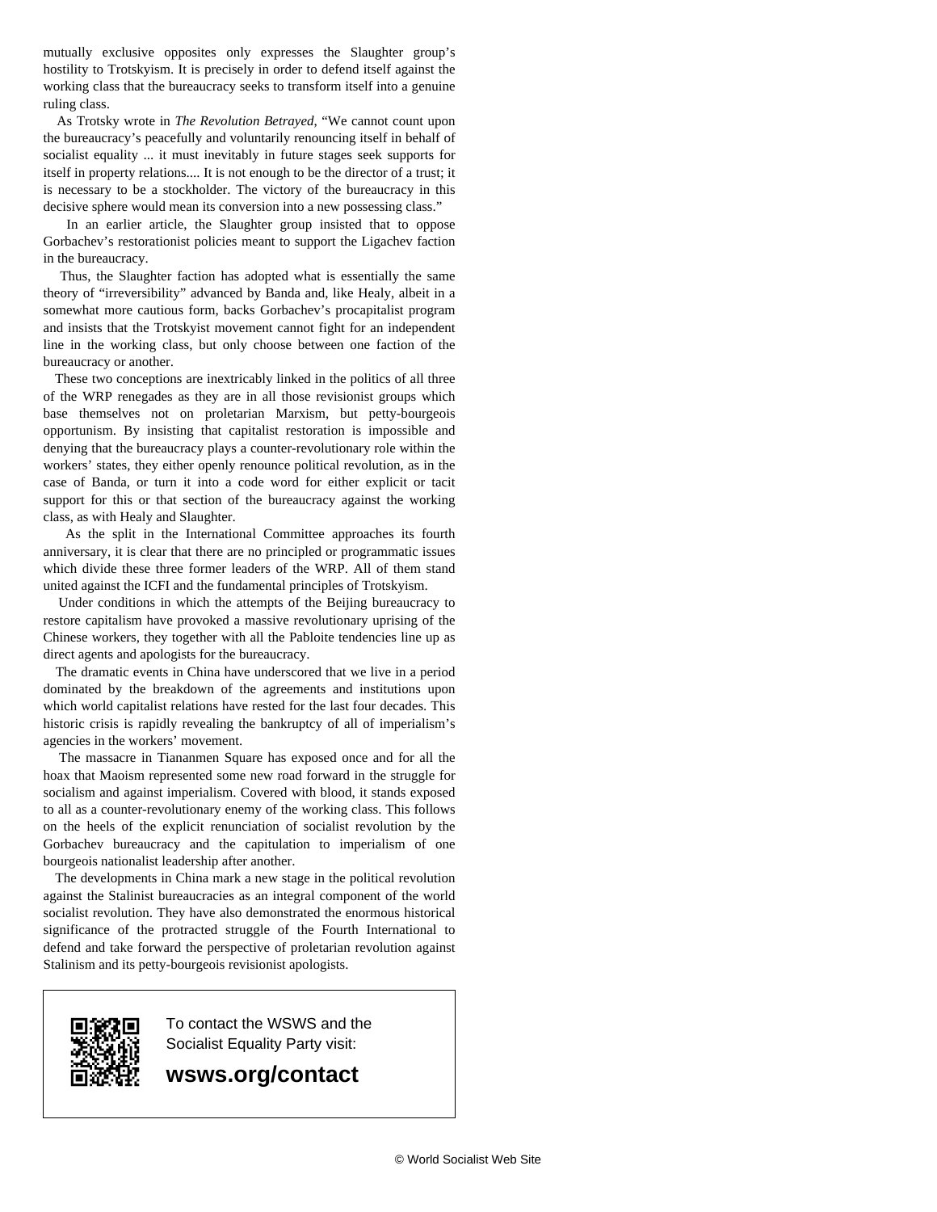mutually exclusive opposites only expresses the Slaughter group's hostility to Trotskyism. It is precisely in order to defend itself against the working class that the bureaucracy seeks to transform itself into a genuine ruling class.

As Trotsky wrote in *The Revolution Betrayed*, "We cannot count upon the bureaucracy's peacefully and voluntarily renouncing itself in behalf of socialist equality ... it must inevitably in future stages seek supports for itself in property relations.... It is not enough to be the director of a trust; it is necessary to be a stockholder. The victory of the bureaucracy in this decisive sphere would mean its conversion into a new possessing class."

In an earlier article, the Slaughter group insisted that to oppose Gorbachev's restorationist policies meant to support the Ligachev faction in the bureaucracy.

Thus, the Slaughter faction has adopted what is essentially the same theory of "irreversibility" advanced by Banda and, like Healy, albeit in a somewhat more cautious form, backs Gorbachev's procapitalist program and insists that the Trotskyist movement cannot fight for an independent line in the working class, but only choose between one faction of the bureaucracy or another.

These two conceptions are inextricably linked in the politics of all three of the WRP renegades as they are in all those revisionist groups which base themselves not on proletarian Marxism, but petty-bourgeois opportunism. By insisting that capitalist restoration is impossible and denying that the bureaucracy plays a counter-revolutionary role within the workers' states, they either openly renounce political revolution, as in the case of Banda, or turn it into a code word for either explicit or tacit support for this or that section of the bureaucracy against the working class, as with Healy and Slaughter.

As the split in the International Committee approaches its fourth anniversary, it is clear that there are no principled or programmatic issues which divide these three former leaders of the WRP. All of them stand united against the ICFI and the fundamental principles of Trotskyism.

Under conditions in which the attempts of the Beijing bureaucracy to restore capitalism have provoked a massive revolutionary uprising of the Chinese workers, they together with all the Pabloite tendencies line up as direct agents and apologists for the bureaucracy.

The dramatic events in China have underscored that we live in a period dominated by the breakdown of the agreements and institutions upon which world capitalist relations have rested for the last four decades. This historic crisis is rapidly revealing the bankruptcy of all of imperialism's agencies in the workers' movement.

The massacre in Tiananmen Square has exposed once and for all the hoax that Maoism represented some new road forward in the struggle for socialism and against imperialism. Covered with blood, it stands exposed to all as a counter-revolutionary enemy of the working class. This follows on the heels of the explicit renunciation of socialist revolution by the Gorbachev bureaucracy and the capitulation to imperialism of one bourgeois nationalist leadership after another.

The developments in China mark a new stage in the political revolution against the Stalinist bureaucracies as an integral component of the world socialist revolution. They have also demonstrated the enormous historical significance of the protracted struggle of the Fourth International to defend and take forward the perspective of proletarian revolution against Stalinism and its petty-bourgeois revisionist apologists.

To contact the WSWS and the Socialist Equality Party visit:

**wsws.org/contact**